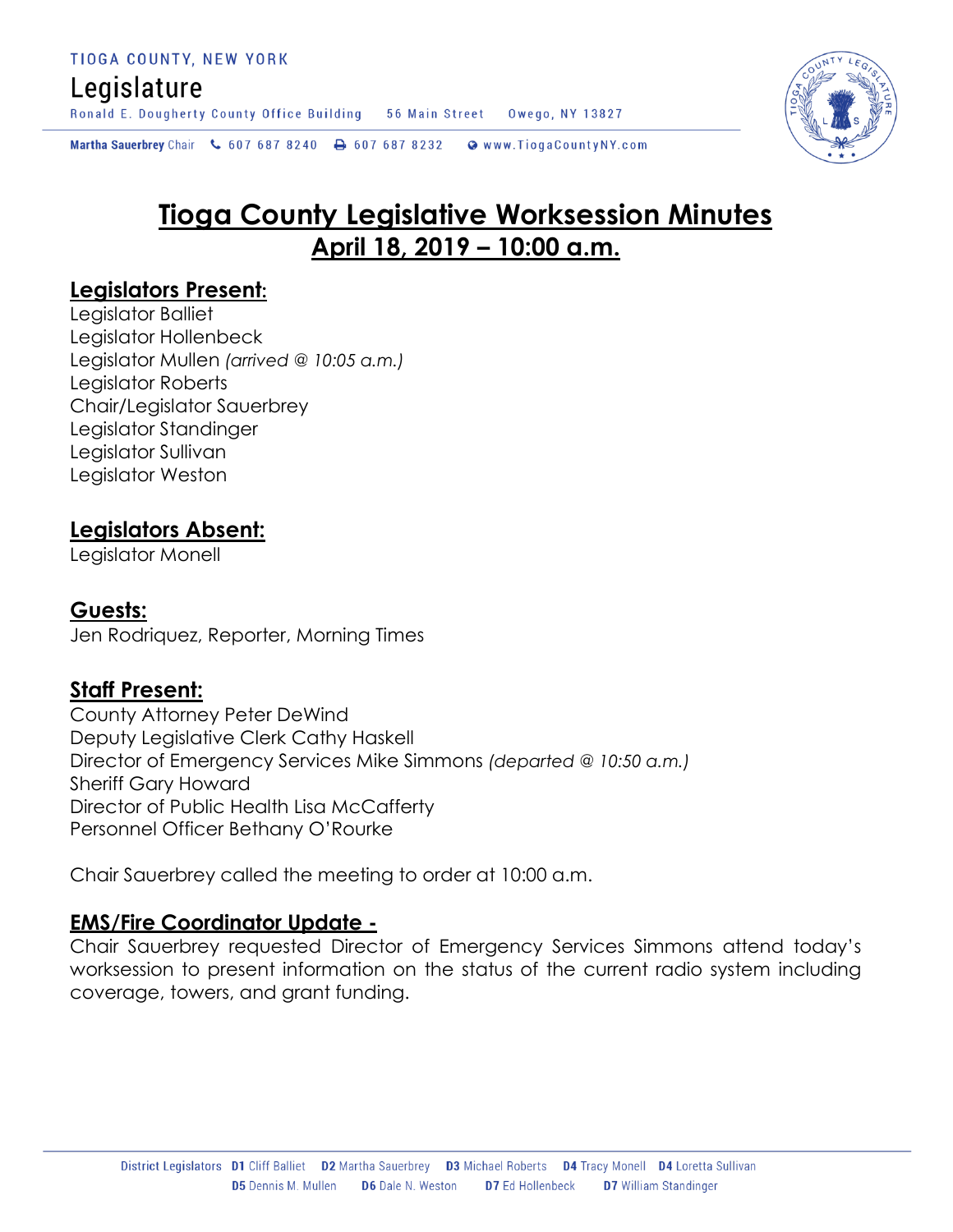TIOGA COUNTY, NEW YORK

Legislature

Ronald E. Dougherty County Office Building 56 Main Street Owego, NY 13827

Martha Sauerbrey Chair 607 687 8240 607 687 8232 www.TiogaCountyNY.com

# Tioga County Legislative Worksession Minutes

## April 18, 2019 – 10:00 a.m.

### Legislators Present:

Legislator Balliet
Legislator Hollenbeck
Legislator Mullen *(arrived @ 10:05 a.m.)*
Legislator Roberts
Chair/Legislator Sauerbrey
Legislator Standinger
Legislator Sullivan
Legislator Weston

### Legislators Absent:

Legislator Monell

### Guests:

Jen Rodriquez, Reporter, Morning Times

### Staff Present:

County Attorney Peter DeWind
Deputy Legislative Clerk Cathy Haskell
Director of Emergency Services Mike Simmons *(departed @ 10:50 a.m.)*
Sheriff Gary Howard
Director of Public Health Lisa McCafferty
Personnel Officer Bethany O'Rourke

Chair Sauerbrey called the meeting to order at 10:00 a.m.

### EMS/Fire Coordinator Update -

Chair Sauerbrey requested Director of Emergency Services Simmons attend today's worksession to present information on the status of the current radio system including coverage, towers, and grant funding.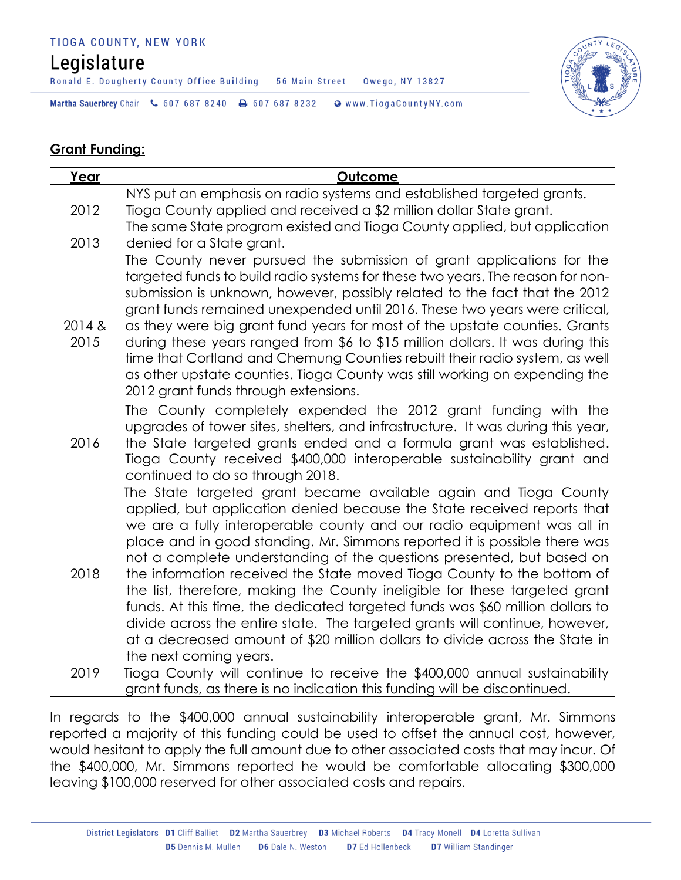**Grant Funding:**

| Year | Outcome |
|---|---|
| 2012 | NYS put an emphasis on radio systems and established targeted grants. Tioga County applied and received a $2 million dollar State grant. |
| 2013 | The same State program existed and Tioga County applied, but application denied for a State grant. |
| 2014 & 2015 | The County never pursued the submission of grant applications for the targeted funds to build radio systems for these two years. The reason for non-submission is unknown, however, possibly related to the fact that the 2012 grant funds remained unexpended until 2016. These two years were critical, as they were big grant fund years for most of the upstate counties. Grants during these years ranged from $6 to $15 million dollars. It was during this time that Cortland and Chemung Counties rebuilt their radio system, as well as other upstate counties. Tioga County was still working on expending the 2012 grant funds through extensions. |
| 2016 | The County completely expended the 2012 grant funding with the upgrades of tower sites, shelters, and infrastructure. It was during this year, the State targeted grants ended and a formula grant was established. Tioga County received $400,000 interoperable sustainability grant and continued to do so through 2018. |
| 2018 | The State targeted grant became available again and Tioga County applied, but application denied because the State received reports that we are a fully interoperable county and our radio equipment was all in place and in good standing. Mr. Simmons reported it is possible there was not a complete understanding of the questions presented, but based on the information received the State moved Tioga County to the bottom of the list, therefore, making the County ineligible for these targeted grant funds. At this time, the dedicated targeted funds was $60 million dollars to divide across the entire state. The targeted grants will continue, however, at a decreased amount of $20 million dollars to divide across the State in the next coming years. |
| 2019 | Tioga County will continue to receive the $400,000 annual sustainability grant funds, as there is no indication this funding will be discontinued. |

In regards to the $400,000 annual sustainability interoperable grant, Mr. Simmons reported a majority of this funding could be used to offset the annual cost, however, would hesitant to apply the full amount due to other associated costs that may incur. Of the $400,000, Mr. Simmons reported he would be comfortable allocating $300,000 leaving $100,000 reserved for other associated costs and repairs.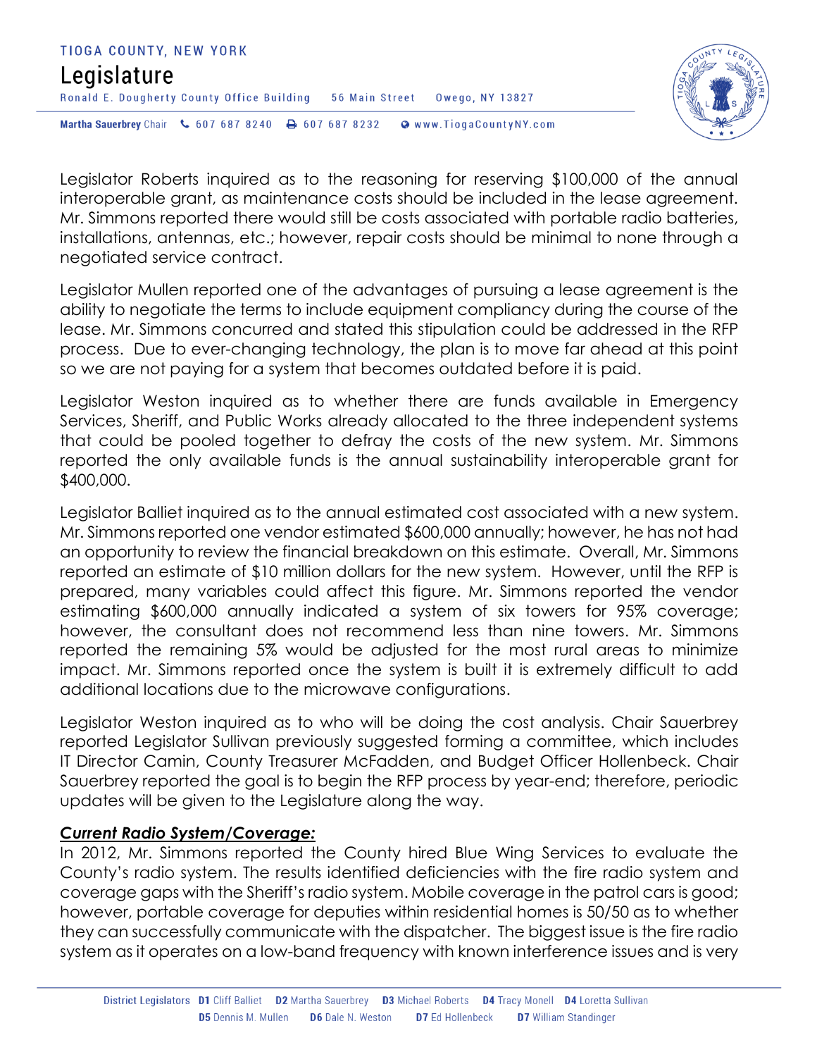Legislator Roberts inquired as to the reasoning for reserving $100,000 of the annual interoperable grant, as maintenance costs should be included in the lease agreement. Mr. Simmons reported there would still be costs associated with portable radio batteries, installations, antennas, etc.; however, repair costs should be minimal to none through a negotiated service contract.

Legislator Mullen reported one of the advantages of pursuing a lease agreement is the ability to negotiate the terms to include equipment compliancy during the course of the lease. Mr. Simmons concurred and stated this stipulation could be addressed in the RFP process. Due to ever-changing technology, the plan is to move far ahead at this point so we are not paying for a system that becomes outdated before it is paid.

Legislator Weston inquired as to whether there are funds available in Emergency Services, Sheriff, and Public Works already allocated to the three independent systems that could be pooled together to defray the costs of the new system. Mr. Simmons reported the only available funds is the annual sustainability interoperable grant for $400,000.

Legislator Balliet inquired as to the annual estimated cost associated with a new system. Mr. Simmons reported one vendor estimated $600,000 annually; however, he has not had an opportunity to review the financial breakdown on this estimate. Overall, Mr. Simmons reported an estimate of $10 million dollars for the new system. However, until the RFP is prepared, many variables could affect this figure. Mr. Simmons reported the vendor estimating $600,000 annually indicated a system of six towers for 95% coverage; however, the consultant does not recommend less than nine towers. Mr. Simmons reported the remaining 5% would be adjusted for the most rural areas to minimize impact. Mr. Simmons reported once the system is built it is extremely difficult to add additional locations due to the microwave configurations.

Legislator Weston inquired as to who will be doing the cost analysis. Chair Sauerbrey reported Legislator Sullivan previously suggested forming a committee, which includes IT Director Camin, County Treasurer McFadden, and Budget Officer Hollenbeck. Chair Sauerbrey reported the goal is to begin the RFP process by year-end; therefore, periodic updates will be given to the Legislature along the way.

***Current Radio System/Coverage:***

In 2012, Mr. Simmons reported the County hired Blue Wing Services to evaluate the County's radio system. The results identified deficiencies with the fire radio system and coverage gaps with the Sheriff's radio system. Mobile coverage in the patrol cars is good; however, portable coverage for deputies within residential homes is 50/50 as to whether they can successfully communicate with the dispatcher. The biggest issue is the fire radio system as it operates on a low-band frequency with known interference issues and is very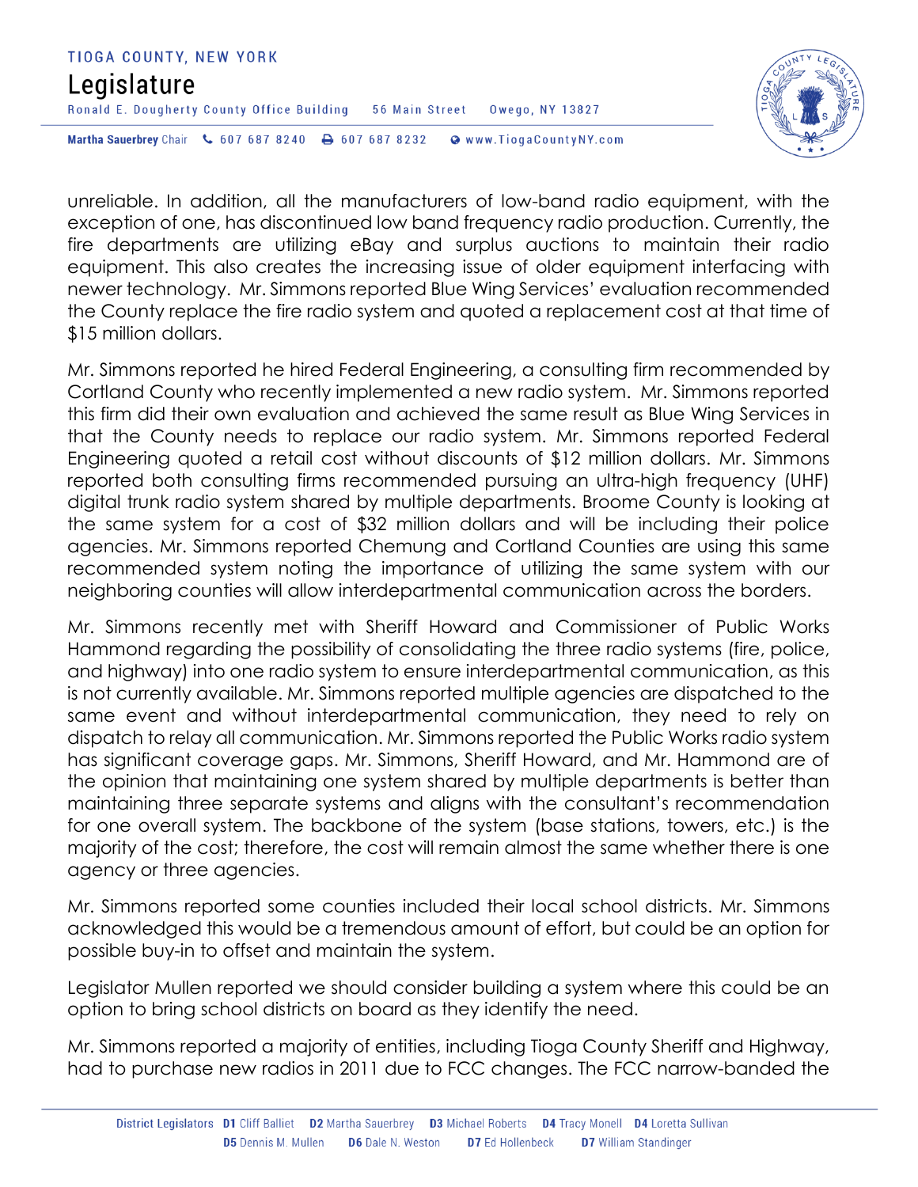unreliable. In addition, all the manufacturers of low-band radio equipment, with the exception of one, has discontinued low band frequency radio production. Currently, the fire departments are utilizing eBay and surplus auctions to maintain their radio equipment. This also creates the increasing issue of older equipment interfacing with newer technology. Mr. Simmons reported Blue Wing Services' evaluation recommended the County replace the fire radio system and quoted a replacement cost at that time of $15 million dollars.

Mr. Simmons reported he hired Federal Engineering, a consulting firm recommended by Cortland County who recently implemented a new radio system. Mr. Simmons reported this firm did their own evaluation and achieved the same result as Blue Wing Services in that the County needs to replace our radio system. Mr. Simmons reported Federal Engineering quoted a retail cost without discounts of $12 million dollars. Mr. Simmons reported both consulting firms recommended pursuing an ultra-high frequency (UHF) digital trunk radio system shared by multiple departments. Broome County is looking at the same system for a cost of $32 million dollars and will be including their police agencies. Mr. Simmons reported Chemung and Cortland Counties are using this same recommended system noting the importance of utilizing the same system with our neighboring counties will allow interdepartmental communication across the borders.

Mr. Simmons recently met with Sheriff Howard and Commissioner of Public Works Hammond regarding the possibility of consolidating the three radio systems (fire, police, and highway) into one radio system to ensure interdepartmental communication, as this is not currently available. Mr. Simmons reported multiple agencies are dispatched to the same event and without interdepartmental communication, they need to rely on dispatch to relay all communication. Mr. Simmons reported the Public Works radio system has significant coverage gaps. Mr. Simmons, Sheriff Howard, and Mr. Hammond are of the opinion that maintaining one system shared by multiple departments is better than maintaining three separate systems and aligns with the consultant's recommendation for one overall system. The backbone of the system (base stations, towers, etc.) is the majority of the cost; therefore, the cost will remain almost the same whether there is one agency or three agencies.

Mr. Simmons reported some counties included their local school districts. Mr. Simmons acknowledged this would be a tremendous amount of effort, but could be an option for possible buy-in to offset and maintain the system.

Legislator Mullen reported we should consider building a system where this could be an option to bring school districts on board as they identify the need.

Mr. Simmons reported a majority of entities, including Tioga County Sheriff and Highway, had to purchase new radios in 2011 due to FCC changes. The FCC narrow-banded the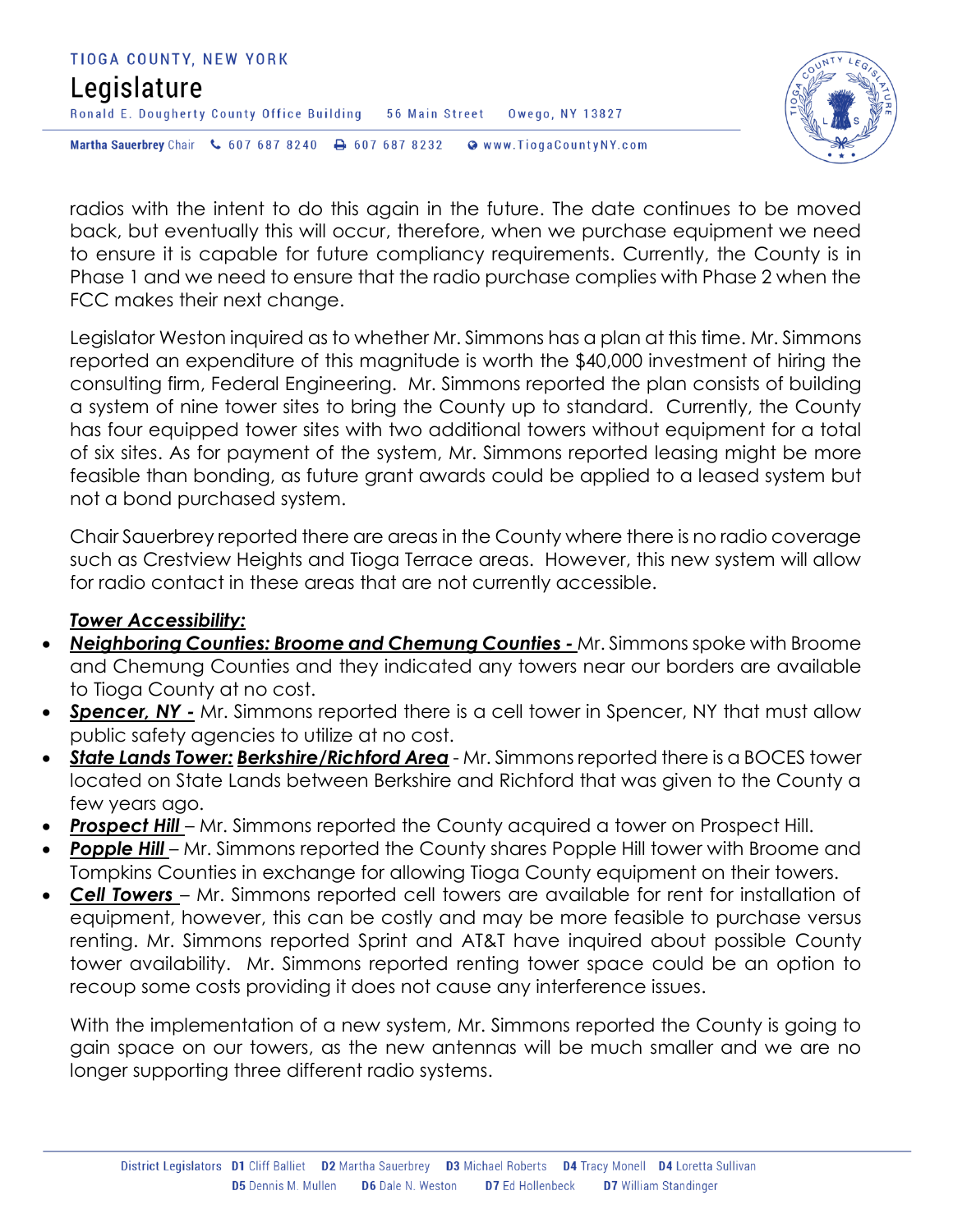radios with the intent to do this again in the future. The date continues to be moved back, but eventually this will occur, therefore, when we purchase equipment we need to ensure it is capable for future compliancy requirements. Currently, the County is in Phase 1 and we need to ensure that the radio purchase complies with Phase 2 when the FCC makes their next change.

Legislator Weston inquired as to whether Mr. Simmons has a plan at this time. Mr. Simmons reported an expenditure of this magnitude is worth the $40,000 investment of hiring the consulting firm, Federal Engineering. Mr. Simmons reported the plan consists of building a system of nine tower sites to bring the County up to standard. Currently, the County has four equipped tower sites with two additional towers without equipment for a total of six sites. As for payment of the system, Mr. Simmons reported leasing might be more feasible than bonding, as future grant awards could be applied to a leased system but not a bond purchased system.

Chair Sauerbrey reported there are areas in the County where there is no radio coverage such as Crestview Heights and Tioga Terrace areas. However, this new system will allow for radio contact in these areas that are not currently accessible.

***Tower Accessibility:***

- ***Neighboring Counties: Broome and Chemung Counties -*** Mr. Simmons spoke with Broome and Chemung Counties and they indicated any towers near our borders are available to Tioga County at no cost.
- ***Spencer, NY -*** Mr. Simmons reported there is a cell tower in Spencer, NY that must allow public safety agencies to utilize at no cost.
- ***State Lands Tower: Berkshire/Richford Area*** - Mr. Simmons reported there is a BOCES tower located on State Lands between Berkshire and Richford that was given to the County a few years ago.
- ***Prospect Hill*** – Mr. Simmons reported the County acquired a tower on Prospect Hill.
- ***Popple Hill*** – Mr. Simmons reported the County shares Popple Hill tower with Broome and Tompkins Counties in exchange for allowing Tioga County equipment on their towers.
- ***Cell Towers*** – Mr. Simmons reported cell towers are available for rent for installation of equipment, however, this can be costly and may be more feasible to purchase versus renting. Mr. Simmons reported Sprint and AT&T have inquired about possible County tower availability. Mr. Simmons reported renting tower space could be an option to recoup some costs providing it does not cause any interference issues.

With the implementation of a new system, Mr. Simmons reported the County is going to gain space on our towers, as the new antennas will be much smaller and we are no longer supporting three different radio systems.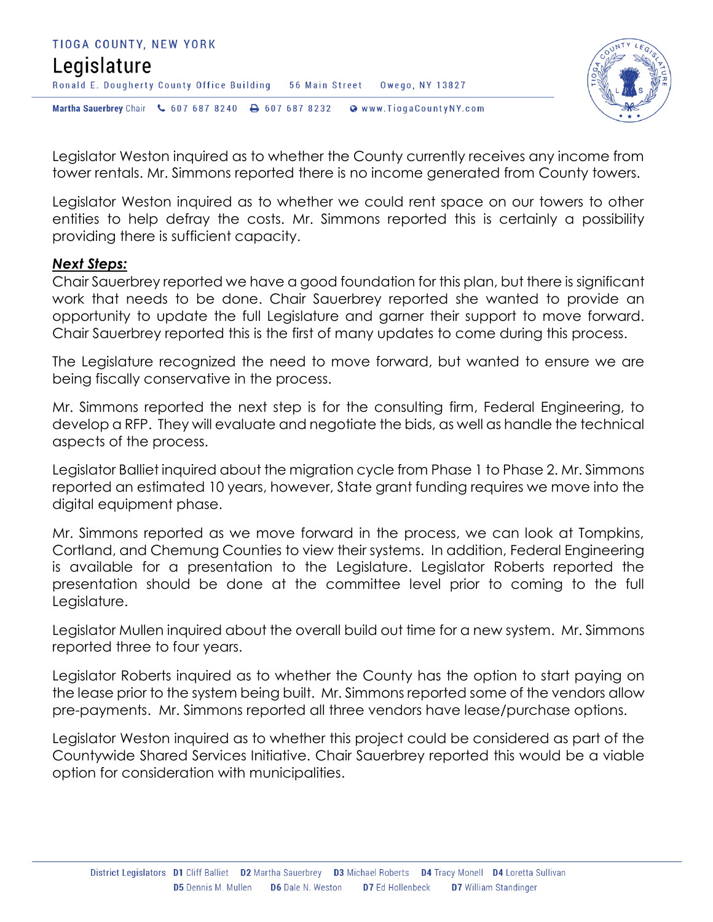Legislator Weston inquired as to whether the County currently receives any income from tower rentals. Mr. Simmons reported there is no income generated from County towers.

Legislator Weston inquired as to whether we could rent space on our towers to other entities to help defray the costs. Mr. Simmons reported this is certainly a possibility providing there is sufficient capacity.

***Next Steps:***

Chair Sauerbrey reported we have a good foundation for this plan, but there is significant work that needs to be done. Chair Sauerbrey reported she wanted to provide an opportunity to update the full Legislature and garner their support to move forward. Chair Sauerbrey reported this is the first of many updates to come during this process.

The Legislature recognized the need to move forward, but wanted to ensure we are being fiscally conservative in the process.

Mr. Simmons reported the next step is for the consulting firm, Federal Engineering, to develop a RFP. They will evaluate and negotiate the bids, as well as handle the technical aspects of the process.

Legislator Balliet inquired about the migration cycle from Phase 1 to Phase 2. Mr. Simmons reported an estimated 10 years, however, State grant funding requires we move into the digital equipment phase.

Mr. Simmons reported as we move forward in the process, we can look at Tompkins, Cortland, and Chemung Counties to view their systems. In addition, Federal Engineering is available for a presentation to the Legislature. Legislator Roberts reported the presentation should be done at the committee level prior to coming to the full Legislature.

Legislator Mullen inquired about the overall build out time for a new system. Mr. Simmons reported three to four years.

Legislator Roberts inquired as to whether the County has the option to start paying on the lease prior to the system being built. Mr. Simmons reported some of the vendors allow pre-payments. Mr. Simmons reported all three vendors have lease/purchase options.

Legislator Weston inquired as to whether this project could be considered as part of the Countywide Shared Services Initiative. Chair Sauerbrey reported this would be a viable option for consideration with municipalities.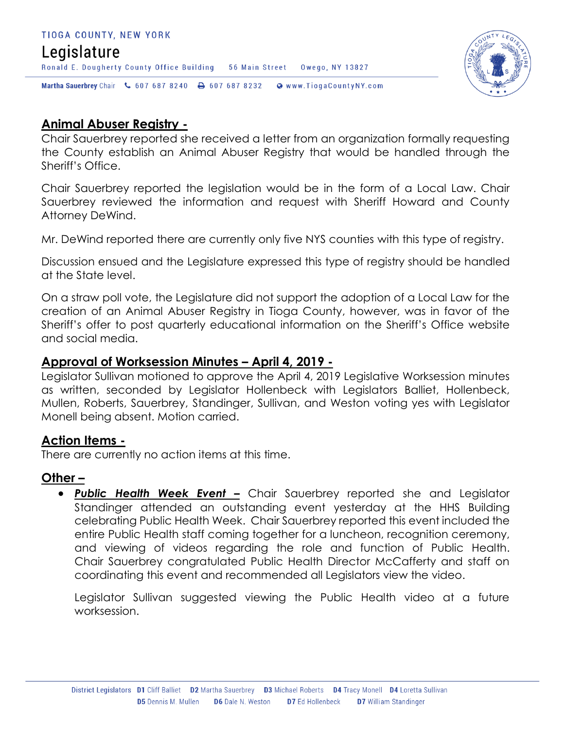## Animal Abuser Registry -

Chair Sauerbrey reported she received a letter from an organization formally requesting the County establish an Animal Abuser Registry that would be handled through the Sheriff's Office.

Chair Sauerbrey reported the legislation would be in the form of a Local Law. Chair Sauerbrey reviewed the information and request with Sheriff Howard and County Attorney DeWind.

Mr. DeWind reported there are currently only five NYS counties with this type of registry.

Discussion ensued and the Legislature expressed this type of registry should be handled at the State level.

On a straw poll vote, the Legislature did not support the adoption of a Local Law for the creation of an Animal Abuser Registry in Tioga County, however, was in favor of the Sheriff's offer to post quarterly educational information on the Sheriff's Office website and social media.

## Approval of Worksession Minutes – April 4, 2019 -

Legislator Sullivan motioned to approve the April 4, 2019 Legislative Worksession minutes as written, seconded by Legislator Hollenbeck with Legislators Balliet, Hollenbeck, Mullen, Roberts, Sauerbrey, Standinger, Sullivan, and Weston voting yes with Legislator Monell being absent. Motion carried.

## Action Items -

There are currently no action items at this time.

## Other –

- ***Public Health Week Event*** **–** Chair Sauerbrey reported she and Legislator Standinger attended an outstanding event yesterday at the HHS Building celebrating Public Health Week. Chair Sauerbrey reported this event included the entire Public Health staff coming together for a luncheon, recognition ceremony, and viewing of videos regarding the role and function of Public Health. Chair Sauerbrey congratulated Public Health Director McCafferty and staff on coordinating this event and recommended all Legislators view the video.

  Legislator Sullivan suggested viewing the Public Health video at a future worksession.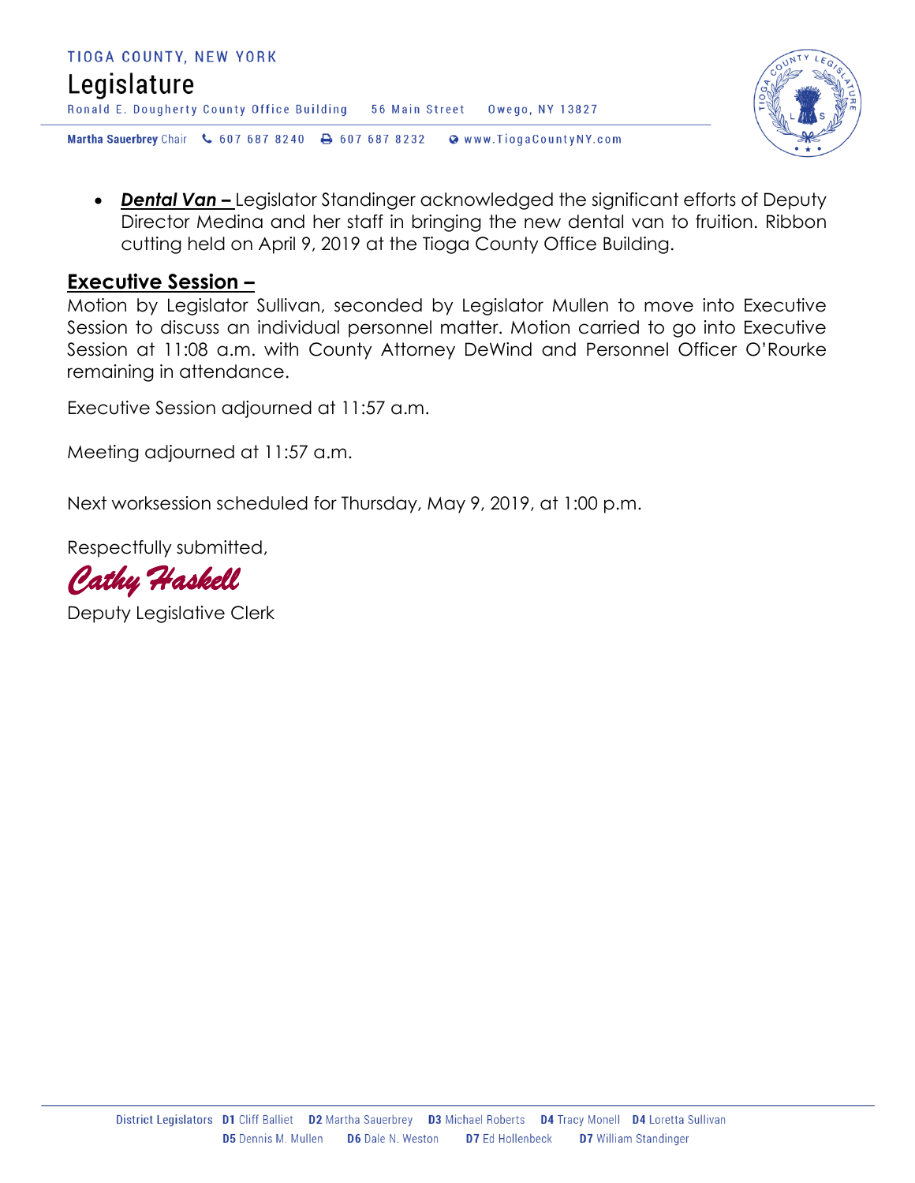- ***Dental Van –*** Legislator Standinger acknowledged the significant efforts of Deputy Director Medina and her staff in bringing the new dental van to fruition. Ribbon cutting held on April 9, 2019 at the Tioga County Office Building.

**Executive Session –**

Motion by Legislator Sullivan, seconded by Legislator Mullen to move into Executive Session to discuss an individual personnel matter. Motion carried to go into Executive Session at 11:08 a.m. with County Attorney DeWind and Personnel Officer O'Rourke remaining in attendance.

Executive Session adjourned at 11:57 a.m.

Meeting adjourned at 11:57 a.m.

Next worksession scheduled for Thursday, May 9, 2019, at 1:00 p.m.

Respectfully submitted,

*Cathy Haskell*

Deputy Legislative Clerk